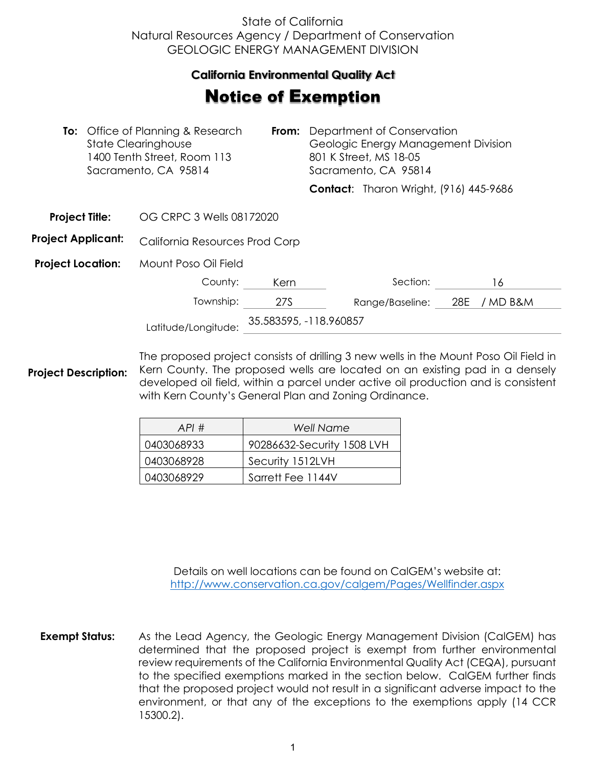State of California
Natural Resources Agency / Department of Conservation
GEOLOGIC ENERGY MANAGEMENT DIVISION

## California Environmental Quality Act

# Notice of Exemption

**To:** Office of Planning & Research
State Clearinghouse
1400 Tenth Street, Room 113
Sacramento, CA 95814

**From:** Department of Conservation
Geologic Energy Management Division
801 K Street, MS 18-05
Sacramento, CA 95814

**Contact**: Tharon Wright, (916) 445-9686

**Project Title:** OG CRPC 3 Wells 08172020

**Project Applicant:** California Resources Prod Corp

**Project Location:** Mount Poso Oil Field

County: Kern
Section: 16
Township: 27S
Range/Baseline: 28E / MD B&M
Latitude/Longitude: 35.583595, -118.960857

**Project Description:** The proposed project consists of drilling 3 new wells in the Mount Poso Oil Field in Kern County. The proposed wells are located on an existing pad in a densely developed oil field, within a parcel under active oil production and is consistent with Kern County's General Plan and Zoning Ordinance.

| *API #* | *Well Name* |
|---|---|
| 0403068933 | 90286632-Security 1508 LVH |
| 0403068928 | Security 1512LVH |
| 0403068929 | Sarrett Fee 1144V |

Details on well locations can be found on CalGEM's website at:
http://www.conservation.ca.gov/calgem/Pages/Wellfinder.aspx

**Exempt Status:** As the Lead Agency, the Geologic Energy Management Division (CalGEM) has determined that the proposed project is exempt from further environmental review requirements of the California Environmental Quality Act (CEQA), pursuant to the specified exemptions marked in the section below. CalGEM further finds that the proposed project would not result in a significant adverse impact to the environment, or that any of the exceptions to the exemptions apply (14 CCR 15300.2).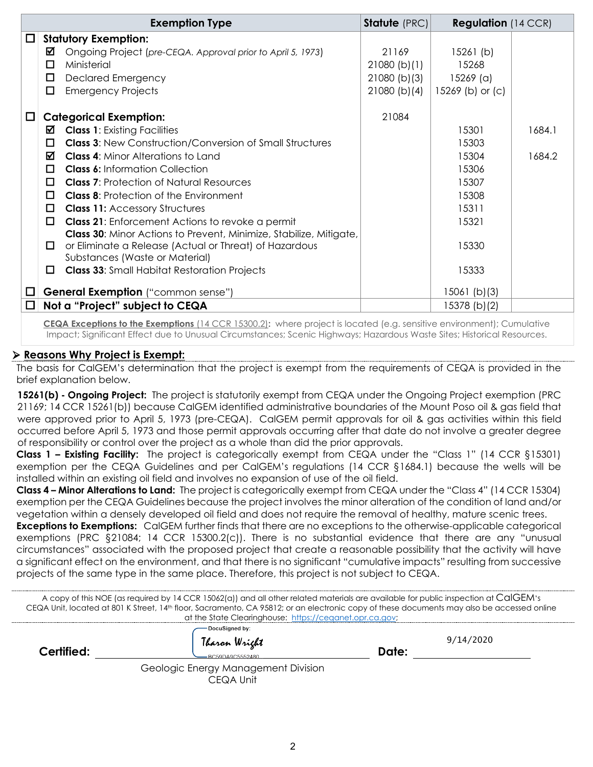| | Exemption Type | Statute (PRC) | Regulation (14 CCR) | |
|---|---|---|---|---|
| ☐ | **Statutory Exemption:** | | | |
| | ☑ Ongoing Project (*pre-CEQA. Approval prior to April 5, 1973*) | 21169 | 15261 (b) | |
| | ☐ Ministerial | 21080 (b)(1) | 15268 | |
| | ☐ Declared Emergency | 21080 (b)(3) | 15269 (a) | |
| | ☐ Emergency Projects | 21080 (b)(4) | 15269 (b) or (c) | |
| ☐ | **Categorical Exemption:** | 21084 | | |
| | ☑ **Class 1**: Existing Facilities | | 15301 | 1684.1 |
| | ☐ **Class 3**: New Construction/Conversion of Small Structures | | 15303 | |
| | ☑ **Class 4**: Minor Alterations to Land | | 15304 | 1684.2 |
| | ☐ **Class 6:** Information Collection | | 15306 | |
| | ☐ **Class 7**: Protection of Natural Resources | | 15307 | |
| | ☐ **Class 8**: Protection of the Environment | | 15308 | |
| | ☐ **Class 11:** Accessory Structures | | 15311 | |
| | ☐ **Class 21**: Enforcement Actions to revoke a permit | | 15321 | |
| | ☐ **Class 30**: Minor Actions to Prevent, Minimize, Stabilize, Mitigate, or Eliminate a Release (Actual or Threat) of Hazardous Substances (Waste or Material) | | 15330 | |
| | ☐ **Class 33**: Small Habitat Restoration Projects | | 15333 | |
| ☐ | **General Exemption** ("common sense") | | 15061 (b)(3) | |
| ☐ | **Not a "Project" subject to CEQA** | | 15378 (b)(2) | |

**CEQA Exceptions to the Exemptions** (14 CCR 15300.2)**:** where project is located (e.g. sensitive environment); Cumulative Impact; Significant Effect due to Unusual Circumstances; Scenic Highways; Hazardous Waste Sites; Historical Resources.

## ➢ Reasons Why Project is Exempt:

The basis for CalGEM's determination that the project is exempt from the requirements of CEQA is provided in the brief explanation below.

**15261(b) - Ongoing Project:** The project is statutorily exempt from CEQA under the Ongoing Project exemption (PRC 21169; 14 CCR 15261(b)) because CalGEM identified administrative boundaries of the Mount Poso oil & gas field that were approved prior to April 5, 1973 (pre-CEQA). CalGEM permit approvals for oil & gas activities within this field occurred before April 5, 1973 and those permit approvals occurring after that date do not involve a greater degree of responsibility or control over the project as a whole than did the prior approvals.

**Class 1 – Existing Facility:** The project is categorically exempt from CEQA under the "Class 1" (14 CCR §15301) exemption per the CEQA Guidelines and per CalGEM's regulations (14 CCR §1684.1) because the wells will be installed within an existing oil field and involves no expansion of use of the oil field.

**Class 4 – Minor Alterations to Land:** The project is categorically exempt from CEQA under the "Class 4" (14 CCR 15304) exemption per the CEQA Guidelines because the project involves the minor alteration of the condition of land and/or vegetation within a densely developed oil field and does not require the removal of healthy, mature scenic trees.

**Exceptions to Exemptions:** CalGEM further finds that there are no exceptions to the otherwise-applicable categorical exemptions (PRC §21084; 14 CCR 15300.2(c)). There is no substantial evidence that there are any "unusual circumstances" associated with the proposed project that create a reasonable possibility that the activity will have a significant effect on the environment, and that there is no significant "cumulative impacts" resulting from successive projects of the same type in the same place. Therefore, this project is not subject to CEQA.

A copy of this NOE (as required by 14 CCR 15062(a)) and all other related materials are available for public inspection at CalGEM's CEQA Unit, located at 801 K Street, 14th floor, Sacramento, CA 95812; or an electronic copy of these documents may also be accessed online at the State Clearinghouse: https://ceqanet.opr.ca.gov;

**Certified:** DocuSigned by: Tharon Wright BC59DA9C5552480 **Date:** 9/14/2020

Geologic Energy Management Division
CEQA Unit